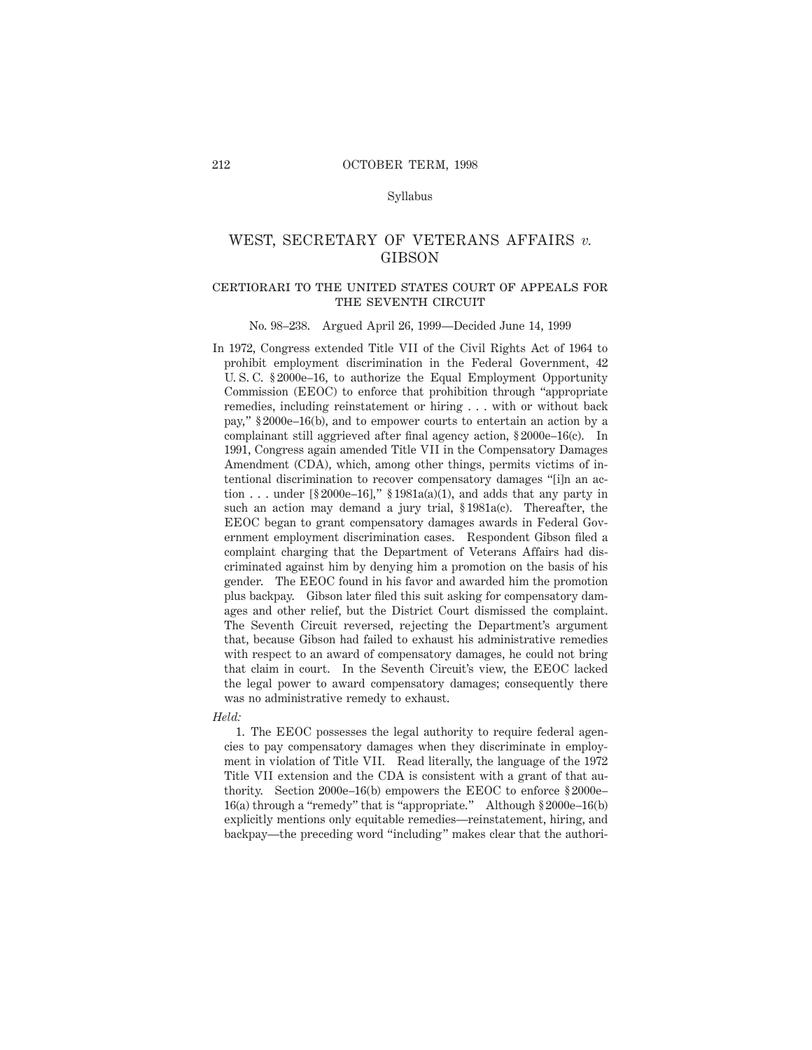Syllabus

# WEST, SECRETARY OF VETERANS AFFAIRS *v.* GIBSON

## CERTIORARI TO THE UNITED STATES COURT OF APPEALS FOR THE SEVENTH CIRCUIT

No. 98–238. Argued April 26, 1999—Decided June 14, 1999

In 1972, Congress extended Title VII of the Civil Rights Act of 1964 to prohibit employment discrimination in the Federal Government, 42 U. S. C. § 2000e–16, to authorize the Equal Employment Opportunity Commission (EEOC) to enforce that prohibition through "appropriate remedies, including reinstatement or hiring . . . with or without back pay," § 2000e–16(b), and to empower courts to entertain an action by a complainant still aggrieved after final agency action, § 2000e–16(c). In 1991, Congress again amended Title VII in the Compensatory Damages Amendment (CDA), which, among other things, permits victims of intentional discrimination to recover compensatory damages "[i]n an action . . . under [§ 2000e–16]," § 1981a(a)(1), and adds that any party in such an action may demand a jury trial, § 1981a(c). Thereafter, the EEOC began to grant compensatory damages awards in Federal Government employment discrimination cases. Respondent Gibson filed a complaint charging that the Department of Veterans Affairs had discriminated against him by denying him a promotion on the basis of his gender. The EEOC found in his favor and awarded him the promotion plus backpay. Gibson later filed this suit asking for compensatory damages and other relief, but the District Court dismissed the complaint. The Seventh Circuit reversed, rejecting the Department's argument that, because Gibson had failed to exhaust his administrative remedies with respect to an award of compensatory damages, he could not bring that claim in court. In the Seventh Circuit's view, the EEOC lacked the legal power to award compensatory damages; consequently there was no administrative remedy to exhaust.

*Held:*

1. The EEOC possesses the legal authority to require federal agencies to pay compensatory damages when they discriminate in employment in violation of Title VII. Read literally, the language of the 1972 Title VII extension and the CDA is consistent with a grant of that authority. Section 2000e–16(b) empowers the EEOC to enforce § 2000e–16(a) through a "remedy" that is "appropriate." Although § 2000e–16(b) explicitly mentions only equitable remedies—reinstatement, hiring, and backpay—the preceding word "including" makes clear that the authori-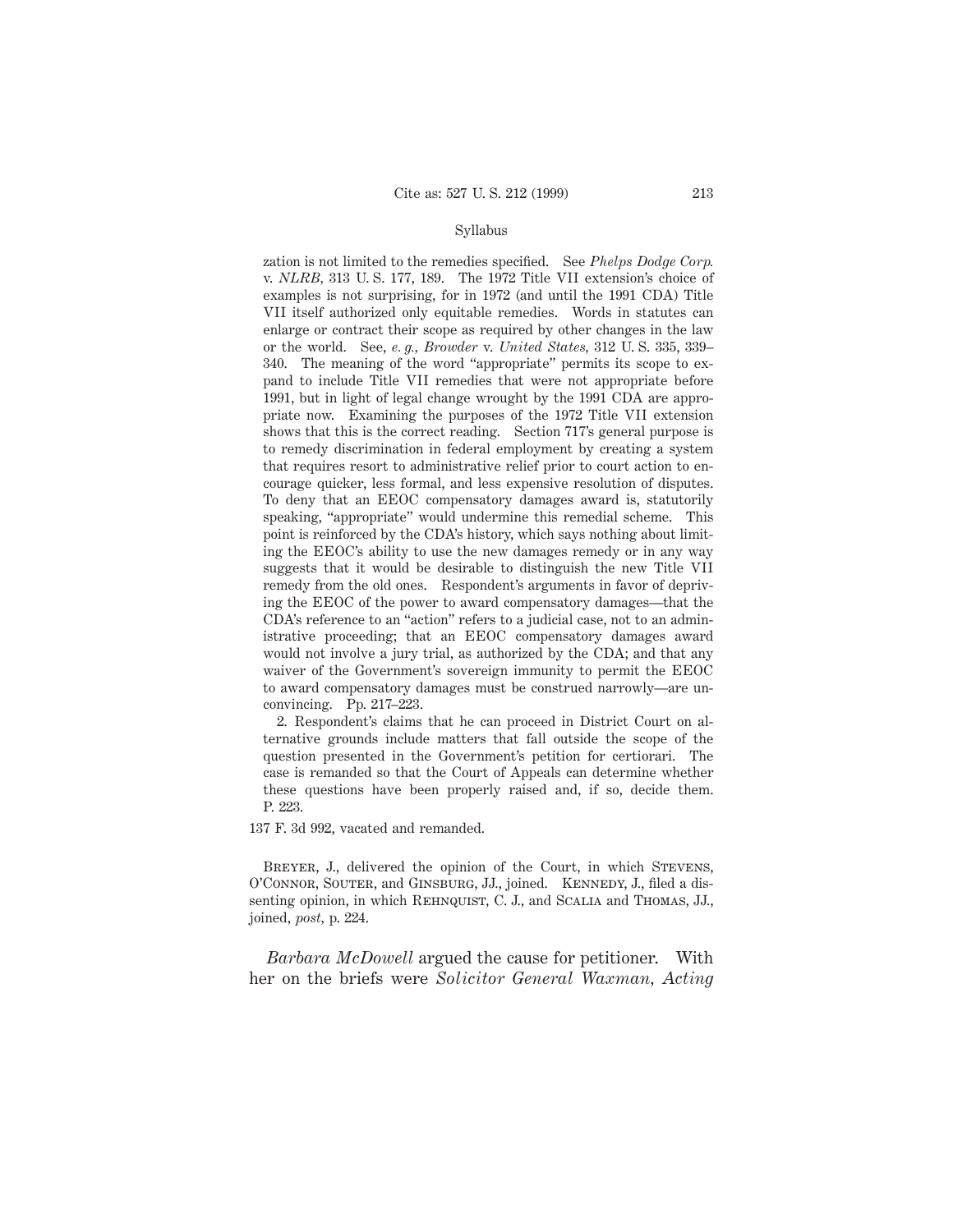Syllabus

zation is not limited to the remedies specified. See *Phelps Dodge Corp.* v. *NLRB,* 313 U. S. 177, 189. The 1972 Title VII extension's choice of examples is not surprising, for in 1972 (and until the 1991 CDA) Title VII itself authorized only equitable remedies. Words in statutes can enlarge or contract their scope as required by other changes in the law or the world. See, *e. g., Browder* v. *United States,* 312 U. S. 335, 339–340. The meaning of the word "appropriate" permits its scope to expand to include Title VII remedies that were not appropriate before 1991, but in light of legal change wrought by the 1991 CDA are appropriate now. Examining the purposes of the 1972 Title VII extension shows that this is the correct reading. Section 717's general purpose is to remedy discrimination in federal employment by creating a system that requires resort to administrative relief prior to court action to encourage quicker, less formal, and less expensive resolution of disputes. To deny that an EEOC compensatory damages award is, statutorily speaking, "appropriate" would undermine this remedial scheme. This point is reinforced by the CDA's history, which says nothing about limiting the EEOC's ability to use the new damages remedy or in any way suggests that it would be desirable to distinguish the new Title VII remedy from the old ones. Respondent's arguments in favor of depriving the EEOC of the power to award compensatory damages—that the CDA's reference to an "action" refers to a judicial case, not to an administrative proceeding; that an EEOC compensatory damages award would not involve a jury trial, as authorized by the CDA; and that any waiver of the Government's sovereign immunity to permit the EEOC to award compensatory damages must be construed narrowly—are unconvincing. Pp. 217–223.

2. Respondent's claims that he can proceed in District Court on alternative grounds include matters that fall outside the scope of the question presented in the Government's petition for certiorari. The case is remanded so that the Court of Appeals can determine whether these questions have been properly raised and, if so, decide them. P. 223.

137 F. 3d 992, vacated and remanded.

Breyer, J., delivered the opinion of the Court, in which Stevens, O'Connor, Souter, and Ginsburg, JJ., joined. Kennedy, J., filed a dissenting opinion, in which Rehnquist, C. J., and Scalia and Thomas, JJ., joined, *post,* p. 224.

*Barbara McDowell* argued the cause for petitioner. With her on the briefs were *Solicitor General Waxman, Acting*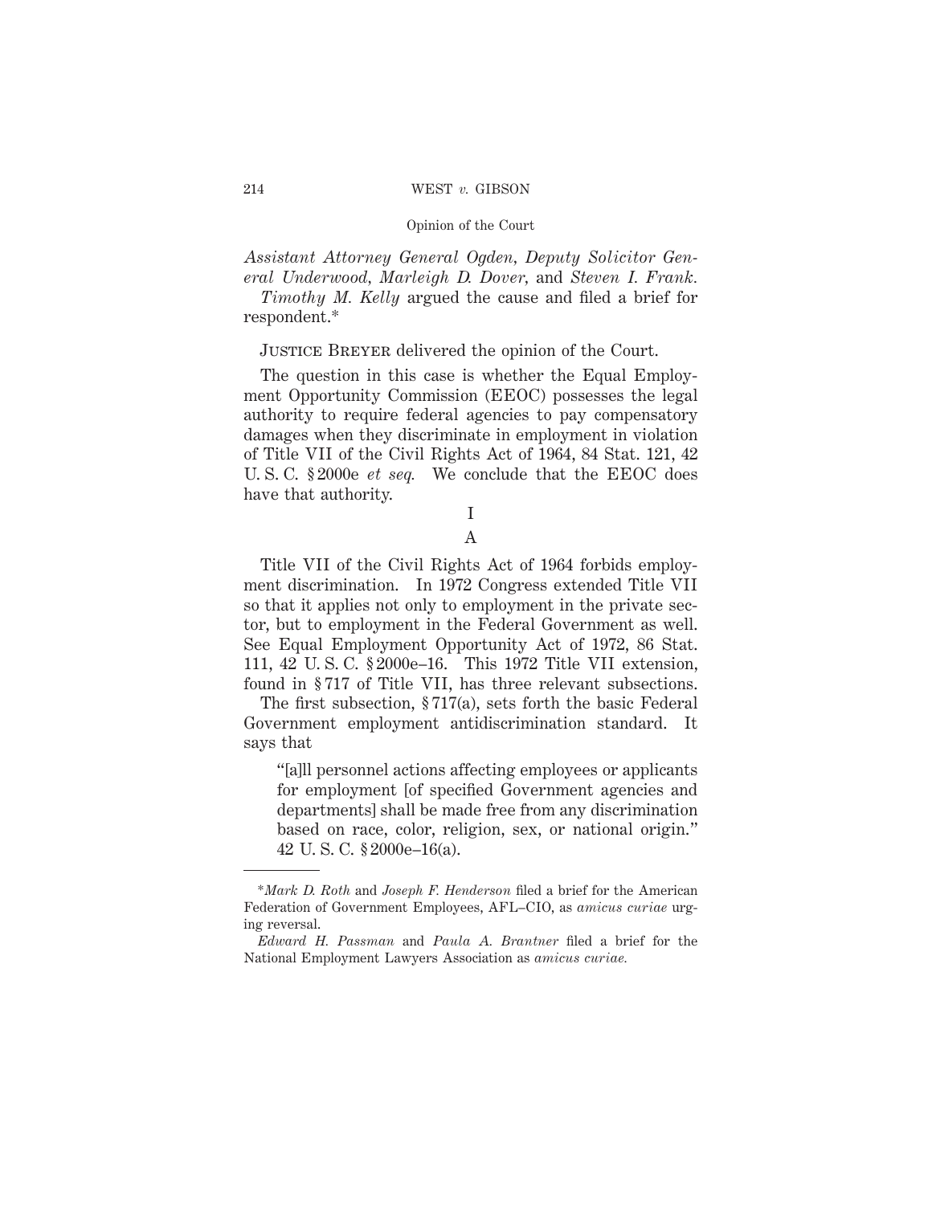*Assistant Attorney General Ogden, Deputy Solicitor General Underwood, Marleigh D. Dover,* and *Steven I. Frank.*

*Timothy M. Kelly* argued the cause and filed a brief for respondent.*

Justice Breyer delivered the opinion of the Court.

The question in this case is whether the Equal Employment Opportunity Commission (EEOC) possesses the legal authority to require federal agencies to pay compensatory damages when they discriminate in employment in violation of Title VII of the Civil Rights Act of 1964, 84 Stat. 121, 42 U. S. C. § 2000e *et seq.* We conclude that the EEOC does have that authority.

## I

### A

Title VII of the Civil Rights Act of 1964 forbids employment discrimination. In 1972 Congress extended Title VII so that it applies not only to employment in the private sector, but to employment in the Federal Government as well. See Equal Employment Opportunity Act of 1972, 86 Stat. 111, 42 U. S. C. § 2000e–16. This 1972 Title VII extension, found in § 717 of Title VII, has three relevant subsections.

The first subsection, § 717(a), sets forth the basic Federal Government employment antidiscrimination standard. It says that

> "[a]ll personnel actions affecting employees or applicants for employment [of specified Government agencies and departments] shall be made free from any discrimination based on race, color, religion, sex, or national origin." 42 U. S. C. § 2000e–16(a).

---

*\*Mark D. Roth* and *Joseph F. Henderson* filed a brief for the American Federation of Government Employees, AFL–CIO, as *amicus curiae* urging reversal.

*Edward H. Passman* and *Paula A. Brantner* filed a brief for the National Employment Lawyers Association as *amicus curiae.*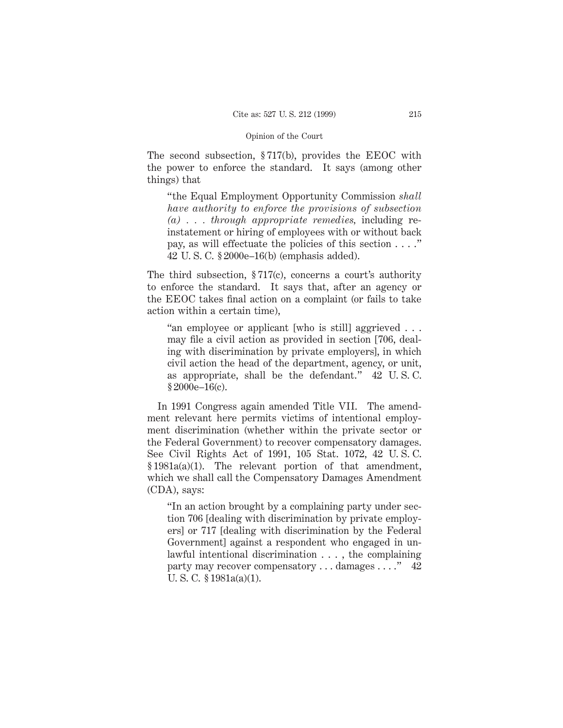The second subsection, § 717(b), provides the EEOC with the power to enforce the standard. It says (among other things) that

> "the Equal Employment Opportunity Commission *shall have authority to enforce the provisions of subsection (a) . . . through appropriate remedies*, including reinstatement or hiring of employees with or without back pay, as will effectuate the policies of this section . . . ." 42 U. S. C. § 2000e–16(b) (emphasis added).

The third subsection, § 717(c), concerns a court's authority to enforce the standard. It says that, after an agency or the EEOC takes final action on a complaint (or fails to take action within a certain time),

> "an employee or applicant [who is still] aggrieved . . . may file a civil action as provided in section [706, dealing with discrimination by private employers], in which civil action the head of the department, agency, or unit, as appropriate, shall be the defendant." 42 U. S. C. § 2000e–16(c).

In 1991 Congress again amended Title VII. The amendment relevant here permits victims of intentional employment discrimination (whether within the private sector or the Federal Government) to recover compensatory damages. See Civil Rights Act of 1991, 105 Stat. 1072, 42 U. S. C. § 1981a(a)(1). The relevant portion of that amendment, which we shall call the Compensatory Damages Amendment (CDA), says:

> "In an action brought by a complaining party under section 706 [dealing with discrimination by private employers] or 717 [dealing with discrimination by the Federal Government] against a respondent who engaged in unlawful intentional discrimination . . . , the complaining party may recover compensatory . . . damages . . . ." 42 U. S. C. § 1981a(a)(1).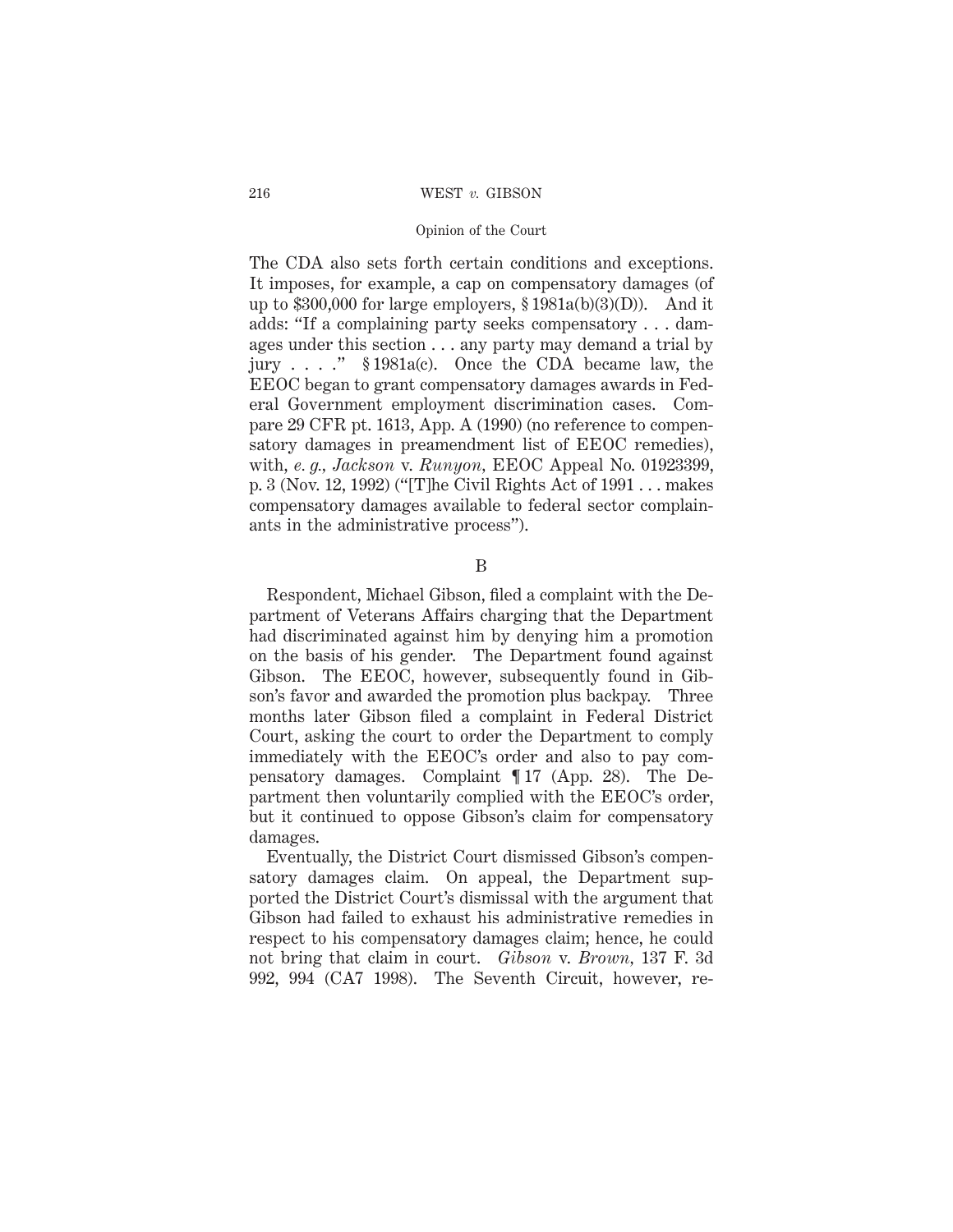The CDA also sets forth certain conditions and exceptions. It imposes, for example, a cap on compensatory damages (of up to $300,000 for large employers, § 1981a(b)(3)(D)). And it adds: "If a complaining party seeks compensatory . . . damages under this section . . . any party may demand a trial by jury . . . ." § 1981a(c). Once the CDA became law, the EEOC began to grant compensatory damages awards in Federal Government employment discrimination cases. Compare 29 CFR pt. 1613, App. A (1990) (no reference to compensatory damages in preamendment list of EEOC remedies), with, *e. g., Jackson* v. *Runyon,* EEOC Appeal No. 01923399, p. 3 (Nov. 12, 1992) ("[T]he Civil Rights Act of 1991 . . . makes compensatory damages available to federal sector complainants in the administrative process").

B

Respondent, Michael Gibson, filed a complaint with the Department of Veterans Affairs charging that the Department had discriminated against him by denying him a promotion on the basis of his gender. The Department found against Gibson. The EEOC, however, subsequently found in Gibson's favor and awarded the promotion plus backpay. Three months later Gibson filed a complaint in Federal District Court, asking the court to order the Department to comply immediately with the EEOC's order and also to pay compensatory damages. Complaint ¶ 17 (App. 28). The Department then voluntarily complied with the EEOC's order, but it continued to oppose Gibson's claim for compensatory damages.

Eventually, the District Court dismissed Gibson's compensatory damages claim. On appeal, the Department supported the District Court's dismissal with the argument that Gibson had failed to exhaust his administrative remedies in respect to his compensatory damages claim; hence, he could not bring that claim in court. *Gibson* v. *Brown,* 137 F. 3d 992, 994 (CA7 1998). The Seventh Circuit, however, re-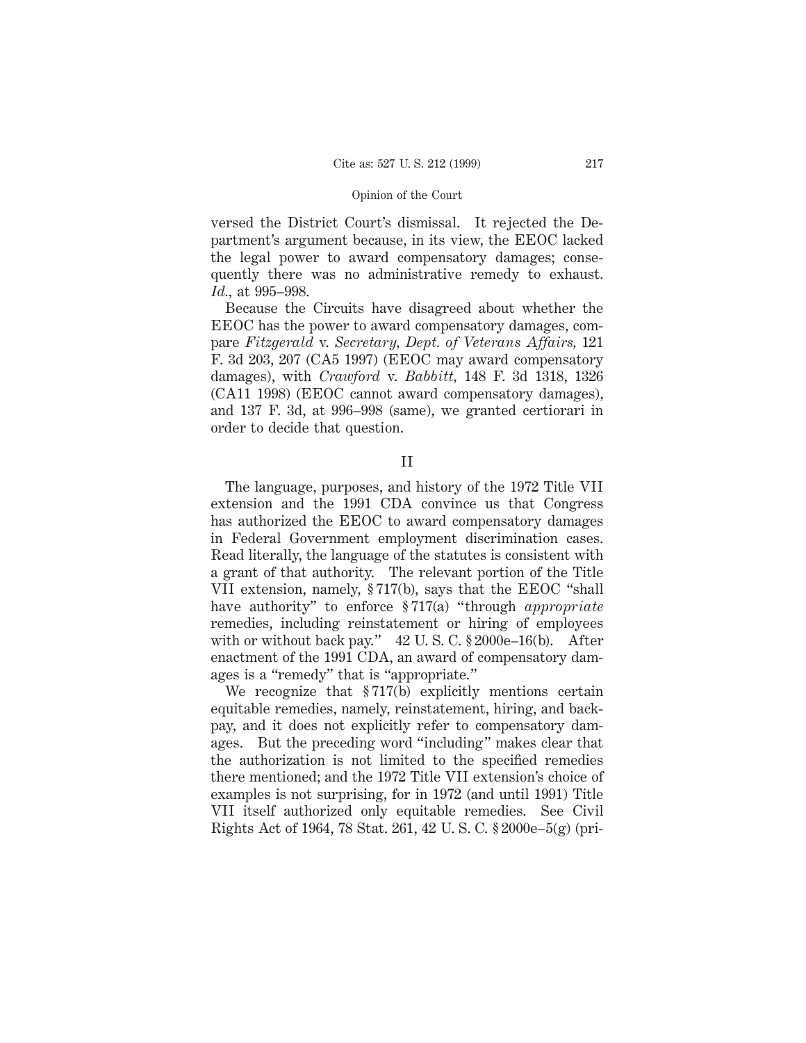versed the District Court's dismissal. It rejected the Department's argument because, in its view, the EEOC lacked the legal power to award compensatory damages; consequently there was no administrative remedy to exhaust. *Id.*, at 995–998.

Because the Circuits have disagreed about whether the EEOC has the power to award compensatory damages, compare *Fitzgerald* v. *Secretary, Dept. of Veterans Affairs*, 121 F. 3d 203, 207 (CA5 1997) (EEOC may award compensatory damages), with *Crawford* v. *Babbitt*, 148 F. 3d 1318, 1326 (CA11 1998) (EEOC cannot award compensatory damages), and 137 F. 3d, at 996–998 (same), we granted certiorari in order to decide that question.

## II

The language, purposes, and history of the 1972 Title VII extension and the 1991 CDA convince us that Congress has authorized the EEOC to award compensatory damages in Federal Government employment discrimination cases. Read literally, the language of the statutes is consistent with a grant of that authority. The relevant portion of the Title VII extension, namely, § 717(b), says that the EEOC "shall have authority" to enforce § 717(a) "through *appropriate* remedies, including reinstatement or hiring of employees with or without back pay." 42 U. S. C. § 2000e–16(b). After enactment of the 1991 CDA, an award of compensatory damages is a "remedy" that is "appropriate."

We recognize that § 717(b) explicitly mentions certain equitable remedies, namely, reinstatement, hiring, and backpay, and it does not explicitly refer to compensatory damages. But the preceding word "including" makes clear that the authorization is not limited to the specified remedies there mentioned; and the 1972 Title VII extension's choice of examples is not surprising, for in 1972 (and until 1991) Title VII itself authorized only equitable remedies. See Civil Rights Act of 1964, 78 Stat. 261, 42 U. S. C. § 2000e–5(g) (pri-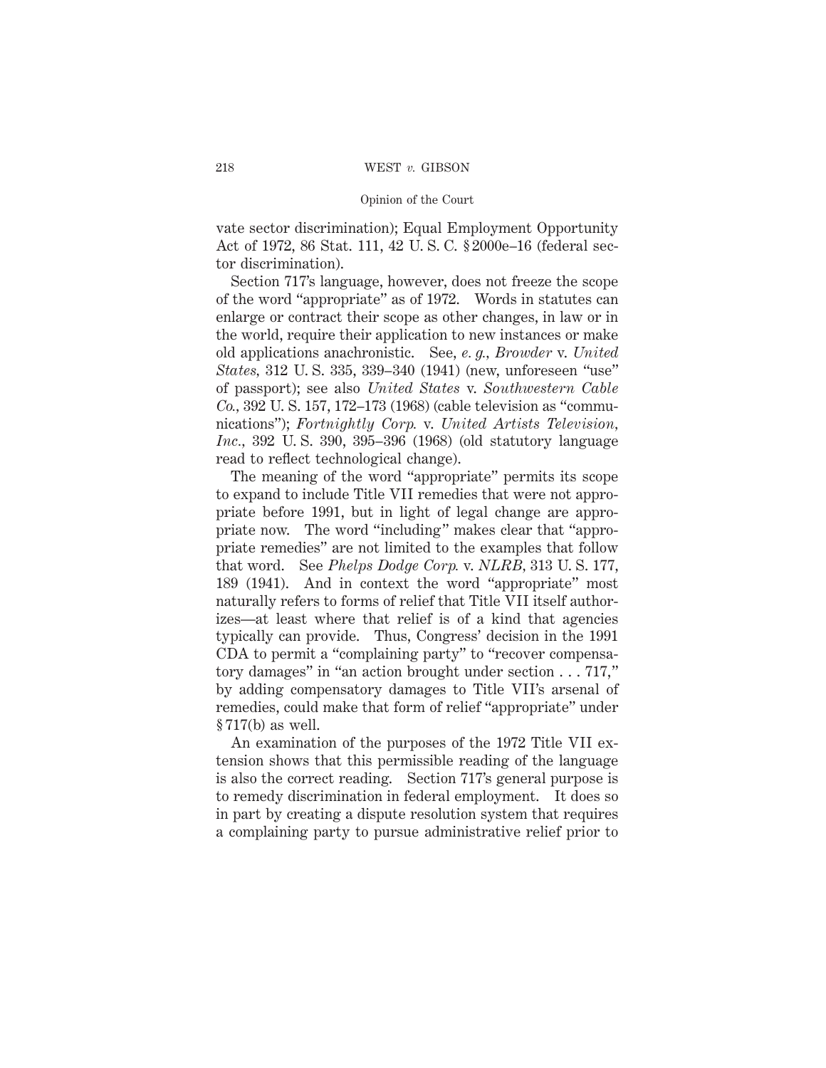vate sector discrimination); Equal Employment Opportunity Act of 1972, 86 Stat. 111, 42 U. S. C. § 2000e–16 (federal sector discrimination).

Section 717's language, however, does not freeze the scope of the word "appropriate" as of 1972. Words in statutes can enlarge or contract their scope as other changes, in law or in the world, require their application to new instances or make old applications anachronistic. See, *e. g., Browder* v. *United States,* 312 U. S. 335, 339–340 (1941) (new, unforeseen "use" of passport); see also *United States* v. *Southwestern Cable Co.,* 392 U. S. 157, 172–173 (1968) (cable television as "communications"); *Fortnightly Corp.* v. *United Artists Television, Inc.,* 392 U. S. 390, 395–396 (1968) (old statutory language read to reflect technological change).

The meaning of the word "appropriate" permits its scope to expand to include Title VII remedies that were not appropriate before 1991, but in light of legal change are appropriate now. The word "including" makes clear that "appropriate remedies" are not limited to the examples that follow that word. See *Phelps Dodge Corp.* v. *NLRB,* 313 U. S. 177, 189 (1941). And in context the word "appropriate" most naturally refers to forms of relief that Title VII itself authorizes—at least where that relief is of a kind that agencies typically can provide. Thus, Congress' decision in the 1991 CDA to permit a "complaining party" to "recover compensatory damages" in "an action brought under section . . . 717," by adding compensatory damages to Title VII's arsenal of remedies, could make that form of relief "appropriate" under § 717(b) as well.

An examination of the purposes of the 1972 Title VII extension shows that this permissible reading of the language is also the correct reading. Section 717's general purpose is to remedy discrimination in federal employment. It does so in part by creating a dispute resolution system that requires a complaining party to pursue administrative relief prior to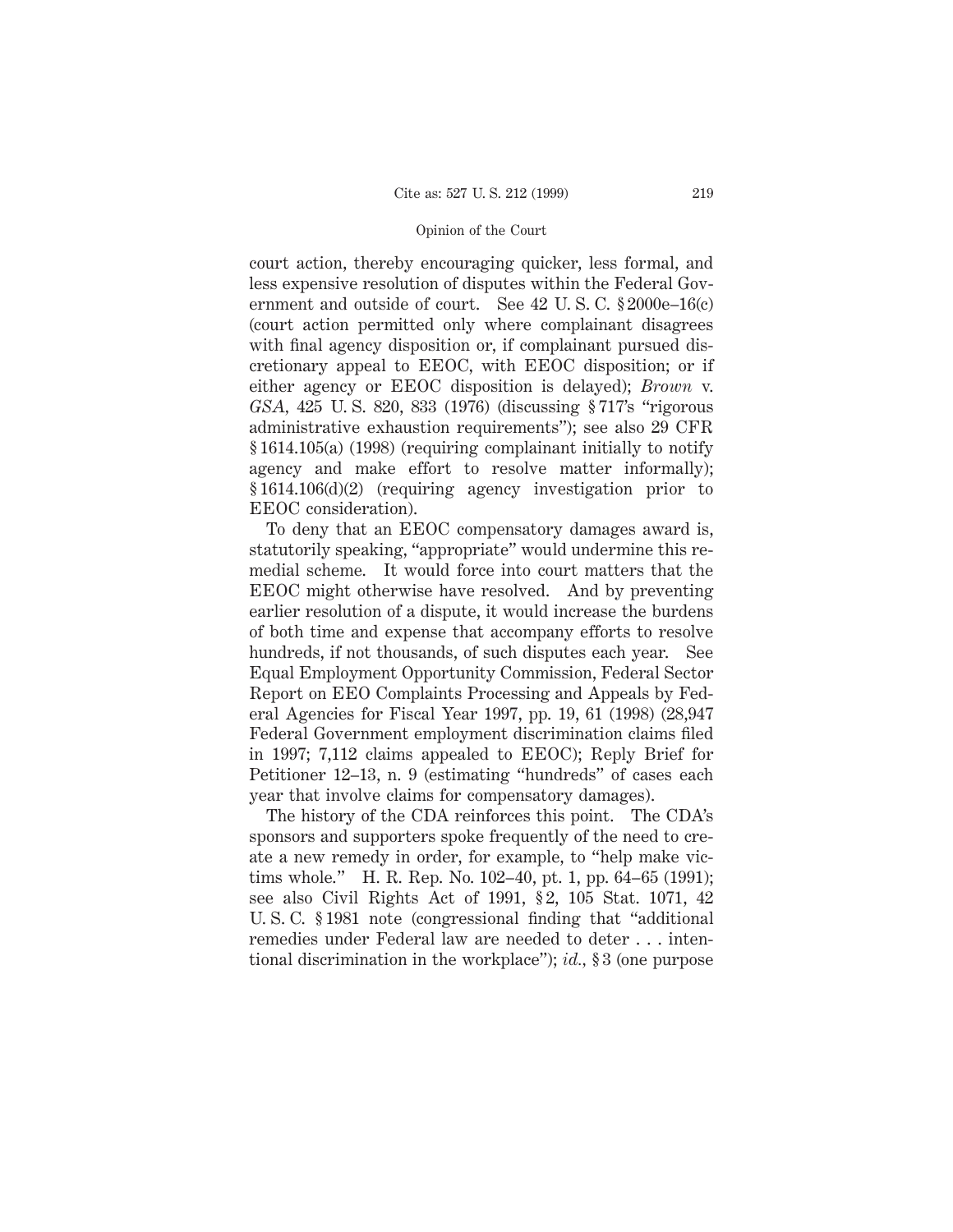court action, thereby encouraging quicker, less formal, and less expensive resolution of disputes within the Federal Government and outside of court. See 42 U. S. C. § 2000e–16(c) (court action permitted only where complainant disagrees with final agency disposition or, if complainant pursued discretionary appeal to EEOC, with EEOC disposition; or if either agency or EEOC disposition is delayed); *Brown* v. *GSA*, 425 U. S. 820, 833 (1976) (discussing § 717's "rigorous administrative exhaustion requirements"); see also 29 CFR § 1614.105(a) (1998) (requiring complainant initially to notify agency and make effort to resolve matter informally); § 1614.106(d)(2) (requiring agency investigation prior to EEOC consideration).

To deny that an EEOC compensatory damages award is, statutorily speaking, "appropriate" would undermine this remedial scheme. It would force into court matters that the EEOC might otherwise have resolved. And by preventing earlier resolution of a dispute, it would increase the burdens of both time and expense that accompany efforts to resolve hundreds, if not thousands, of such disputes each year. See Equal Employment Opportunity Commission, Federal Sector Report on EEO Complaints Processing and Appeals by Federal Agencies for Fiscal Year 1997, pp. 19, 61 (1998) (28,947 Federal Government employment discrimination claims filed in 1997; 7,112 claims appealed to EEOC); Reply Brief for Petitioner 12–13, n. 9 (estimating "hundreds" of cases each year that involve claims for compensatory damages).

The history of the CDA reinforces this point. The CDA's sponsors and supporters spoke frequently of the need to create a new remedy in order, for example, to "help make victims whole." H. R. Rep. No. 102–40, pt. 1, pp. 64–65 (1991); see also Civil Rights Act of 1991, § 2, 105 Stat. 1071, 42 U. S. C. § 1981 note (congressional finding that "additional remedies under Federal law are needed to deter . . . intentional discrimination in the workplace"); *id.*, § 3 (one purpose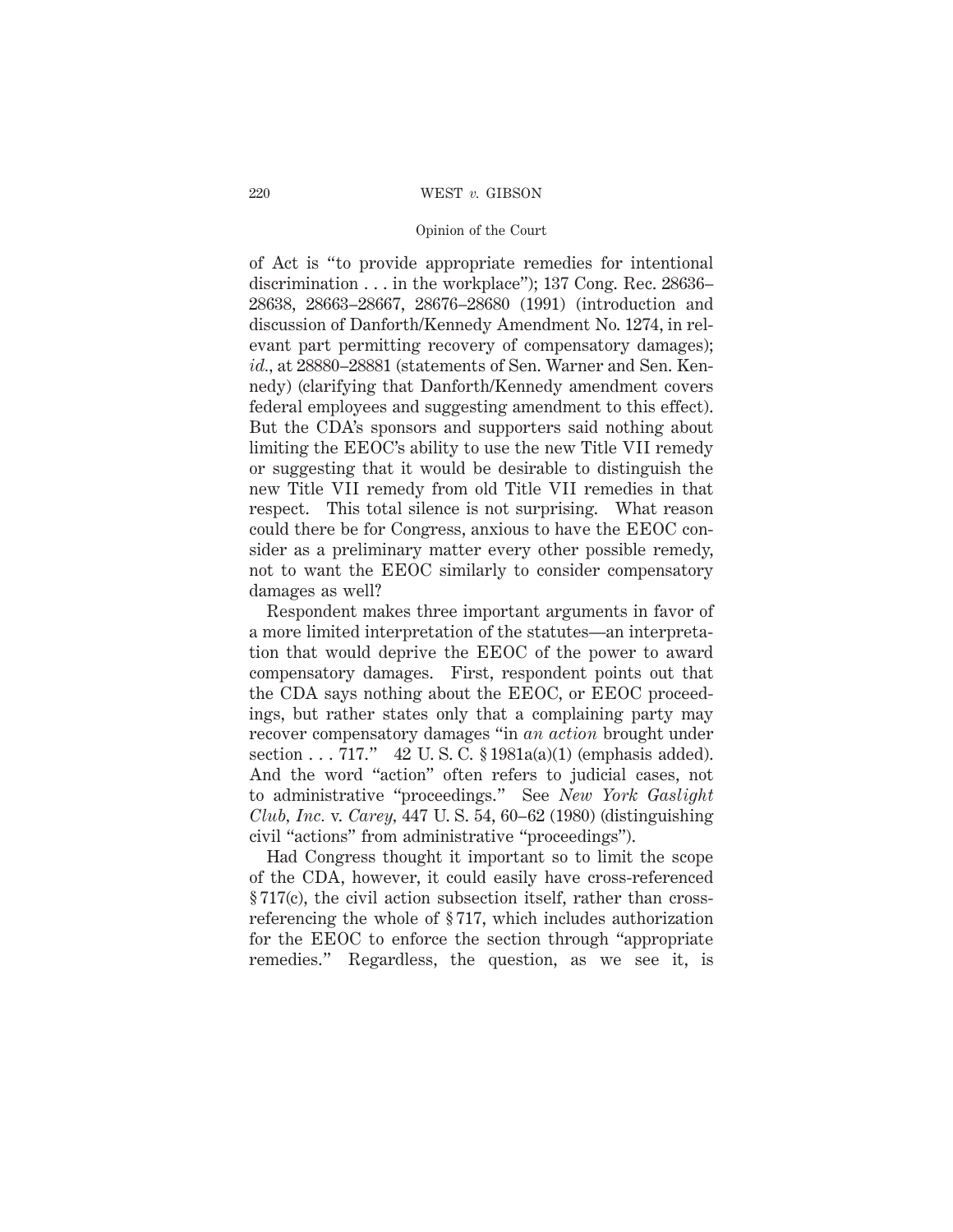of Act is "to provide appropriate remedies for intentional discrimination . . . in the workplace"); 137 Cong. Rec. 28636–28638, 28663–28667, 28676–28680 (1991) (introduction and discussion of Danforth/Kennedy Amendment No. 1274, in relevant part permitting recovery of compensatory damages); *id.*, at 28880–28881 (statements of Sen. Warner and Sen. Kennedy) (clarifying that Danforth/Kennedy amendment covers federal employees and suggesting amendment to this effect). But the CDA's sponsors and supporters said nothing about limiting the EEOC's ability to use the new Title VII remedy or suggesting that it would be desirable to distinguish the new Title VII remedy from old Title VII remedies in that respect. This total silence is not surprising. What reason could there be for Congress, anxious to have the EEOC consider as a preliminary matter every other possible remedy, not to want the EEOC similarly to consider compensatory damages as well?

Respondent makes three important arguments in favor of a more limited interpretation of the statutes—an interpretation that would deprive the EEOC of the power to award compensatory damages. First, respondent points out that the CDA says nothing about the EEOC, or EEOC proceedings, but rather states only that a complaining party may recover compensatory damages "in *an action* brought under section . . . 717." 42 U. S. C. § 1981a(a)(1) (emphasis added). And the word "action" often refers to judicial cases, not to administrative "proceedings." See *New York Gaslight Club, Inc.* v. *Carey*, 447 U. S. 54, 60–62 (1980) (distinguishing civil "actions" from administrative "proceedings").

Had Congress thought it important so to limit the scope of the CDA, however, it could easily have cross-referenced § 717(c), the civil action subsection itself, rather than cross-referencing the whole of § 717, which includes authorization for the EEOC to enforce the section through "appropriate remedies." Regardless, the question, as we see it, is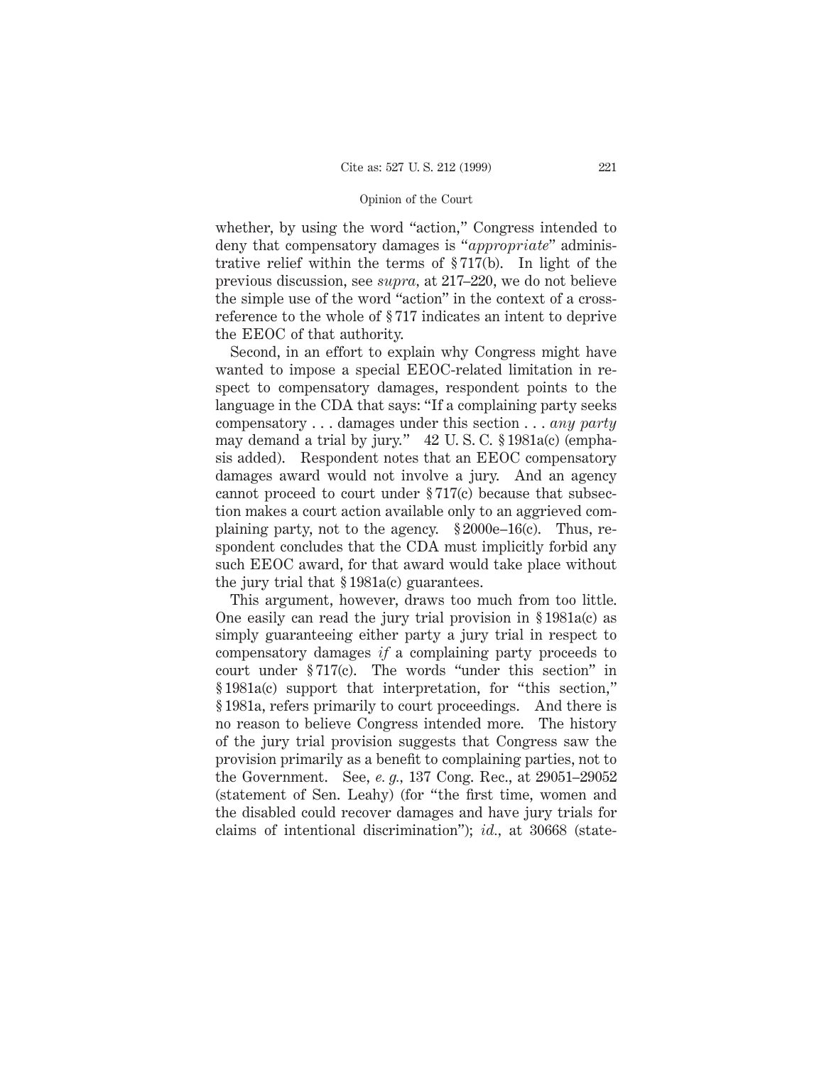whether, by using the word "action," Congress intended to deny that compensatory damages is "*appropriate*" administrative relief within the terms of § 717(b). In light of the previous discussion, see *supra*, at 217–220, we do not believe the simple use of the word "action" in the context of a cross-reference to the whole of § 717 indicates an intent to deprive the EEOC of that authority.

Second, in an effort to explain why Congress might have wanted to impose a special EEOC-related limitation in respect to compensatory damages, respondent points to the language in the CDA that says: "If a complaining party seeks compensatory . . . damages under this section . . . *any party* may demand a trial by jury." 42 U. S. C. § 1981a(c) (emphasis added). Respondent notes that an EEOC compensatory damages award would not involve a jury. And an agency cannot proceed to court under § 717(c) because that subsection makes a court action available only to an aggrieved complaining party, not to the agency. § 2000e–16(c). Thus, respondent concludes that the CDA must implicitly forbid any such EEOC award, for that award would take place without the jury trial that § 1981a(c) guarantees.

This argument, however, draws too much from too little. One easily can read the jury trial provision in § 1981a(c) as simply guaranteeing either party a jury trial in respect to compensatory damages *if* a complaining party proceeds to court under § 717(c). The words "under this section" in § 1981a(c) support that interpretation, for "this section," § 1981a, refers primarily to court proceedings. And there is no reason to believe Congress intended more. The history of the jury trial provision suggests that Congress saw the provision primarily as a benefit to complaining parties, not to the Government. See, *e. g.*, 137 Cong. Rec., at 29051–29052 (statement of Sen. Leahy) (for "the first time, women and the disabled could recover damages and have jury trials for claims of intentional discrimination"); *id.*, at 30668 (state-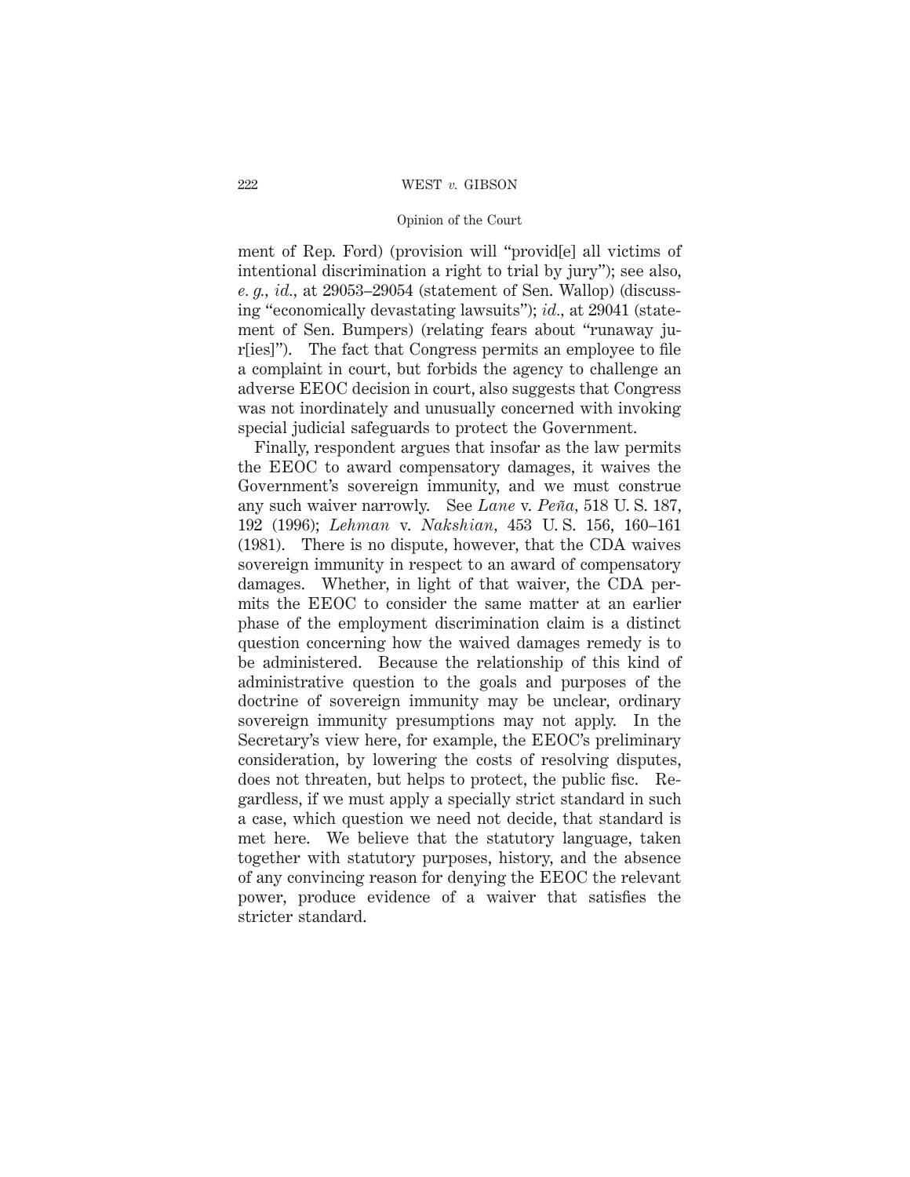ment of Rep. Ford) (provision will "provid[e] all victims of intentional discrimination a right to trial by jury"); see also, *e. g., id.,* at 29053–29054 (statement of Sen. Wallop) (discussing "economically devastating lawsuits"); *id.,* at 29041 (statement of Sen. Bumpers) (relating fears about "runaway jur[ies]"). The fact that Congress permits an employee to file a complaint in court, but forbids the agency to challenge an adverse EEOC decision in court, also suggests that Congress was not inordinately and unusually concerned with invoking special judicial safeguards to protect the Government.

Finally, respondent argues that insofar as the law permits the EEOC to award compensatory damages, it waives the Government's sovereign immunity, and we must construe any such waiver narrowly. See *Lane* v. *Peña,* 518 U. S. 187, 192 (1996); *Lehman* v. *Nakshian,* 453 U. S. 156, 160–161 (1981). There is no dispute, however, that the CDA waives sovereign immunity in respect to an award of compensatory damages. Whether, in light of that waiver, the CDA permits the EEOC to consider the same matter at an earlier phase of the employment discrimination claim is a distinct question concerning how the waived damages remedy is to be administered. Because the relationship of this kind of administrative question to the goals and purposes of the doctrine of sovereign immunity may be unclear, ordinary sovereign immunity presumptions may not apply. In the Secretary's view here, for example, the EEOC's preliminary consideration, by lowering the costs of resolving disputes, does not threaten, but helps to protect, the public fisc. Regardless, if we must apply a specially strict standard in such a case, which question we need not decide, that standard is met here. We believe that the statutory language, taken together with statutory purposes, history, and the absence of any convincing reason for denying the EEOC the relevant power, produce evidence of a waiver that satisfies the stricter standard.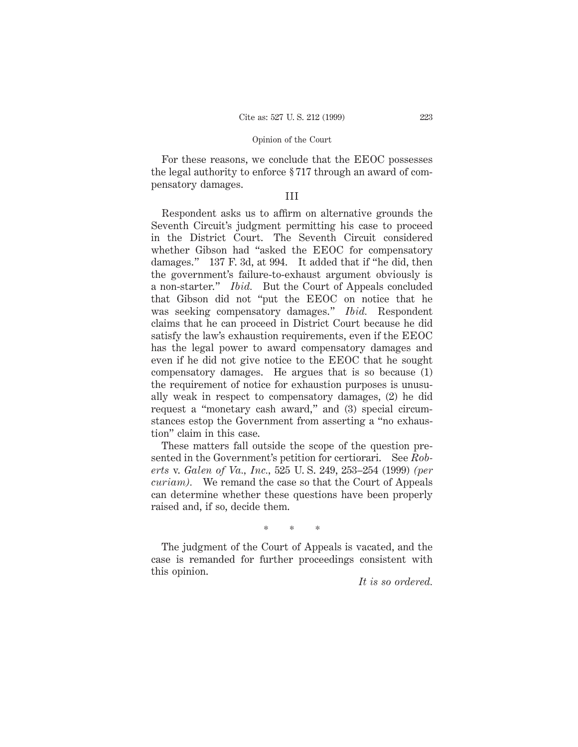For these reasons, we conclude that the EEOC possesses the legal authority to enforce § 717 through an award of compensatory damages.

## III

Respondent asks us to affirm on alternative grounds the Seventh Circuit's judgment permitting his case to proceed in the District Court. The Seventh Circuit considered whether Gibson had "asked the EEOC for compensatory damages." 137 F. 3d, at 994. It added that if "he did, then the government's failure-to-exhaust argument obviously is a non-starter." *Ibid.* But the Court of Appeals concluded that Gibson did not "put the EEOC on notice that he was seeking compensatory damages." *Ibid.* Respondent claims that he can proceed in District Court because he did satisfy the law's exhaustion requirements, even if the EEOC has the legal power to award compensatory damages and even if he did not give notice to the EEOC that he sought compensatory damages. He argues that is so because (1) the requirement of notice for exhaustion purposes is unusually weak in respect to compensatory damages, (2) he did request a "monetary cash award," and (3) special circumstances estop the Government from asserting a "no exhaustion" claim in this case.

These matters fall outside the scope of the question presented in the Government's petition for certiorari. See *Roberts* v. *Galen of Va., Inc.*, 525 U. S. 249, 253–254 (1999) *(per curiam).* We remand the case so that the Court of Appeals can determine whether these questions have been properly raised and, if so, decide them.

\* \* \*

The judgment of the Court of Appeals is vacated, and the case is remanded for further proceedings consistent with this opinion.

*It is so ordered.*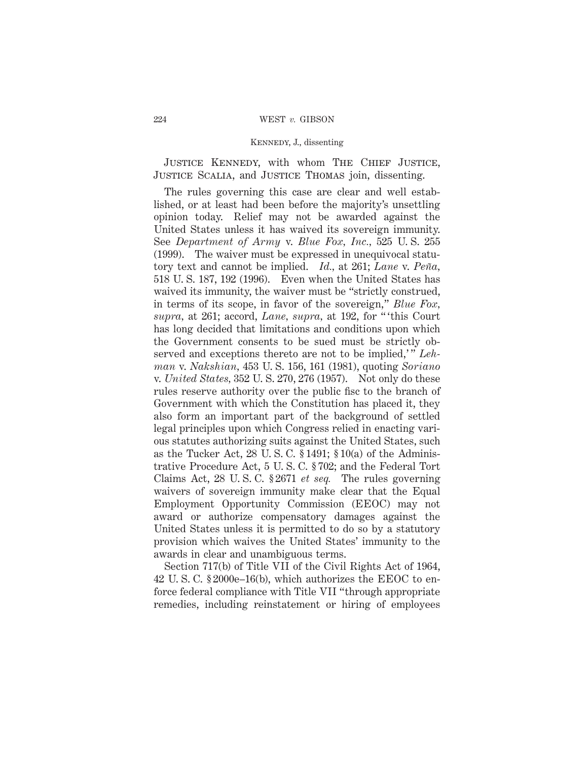JUSTICE KENNEDY, with whom THE CHIEF JUSTICE, JUSTICE SCALIA, and JUSTICE THOMAS join, dissenting.

The rules governing this case are clear and well established, or at least had been before the majority's unsettling opinion today. Relief may not be awarded against the United States unless it has waived its sovereign immunity. See *Department of Army* v. *Blue Fox, Inc.*, 525 U. S. 255 (1999). The waiver must be expressed in unequivocal statutory text and cannot be implied. *Id.*, at 261; *Lane* v. *Peña*, 518 U. S. 187, 192 (1996). Even when the United States has waived its immunity, the waiver must be "strictly construed, in terms of its scope, in favor of the sovereign," *Blue Fox*, *supra*, at 261; accord, *Lane*, *supra*, at 192, for " 'this Court has long decided that limitations and conditions upon which the Government consents to be sued must be strictly observed and exceptions thereto are not to be implied,' " *Lehman* v. *Nakshian*, 453 U. S. 156, 161 (1981), quoting *Soriano* v. *United States*, 352 U. S. 270, 276 (1957). Not only do these rules reserve authority over the public fisc to the branch of Government with which the Constitution has placed it, they also form an important part of the background of settled legal principles upon which Congress relied in enacting various statutes authorizing suits against the United States, such as the Tucker Act, 28 U. S. C. § 1491; § 10(a) of the Administrative Procedure Act, 5 U. S. C. § 702; and the Federal Tort Claims Act, 28 U. S. C. § 2671 *et seq.* The rules governing waivers of sovereign immunity make clear that the Equal Employment Opportunity Commission (EEOC) may not award or authorize compensatory damages against the United States unless it is permitted to do so by a statutory provision which waives the United States' immunity to the awards in clear and unambiguous terms.

Section 717(b) of Title VII of the Civil Rights Act of 1964, 42 U. S. C. § 2000e–16(b), which authorizes the EEOC to enforce federal compliance with Title VII "through appropriate remedies, including reinstatement or hiring of employees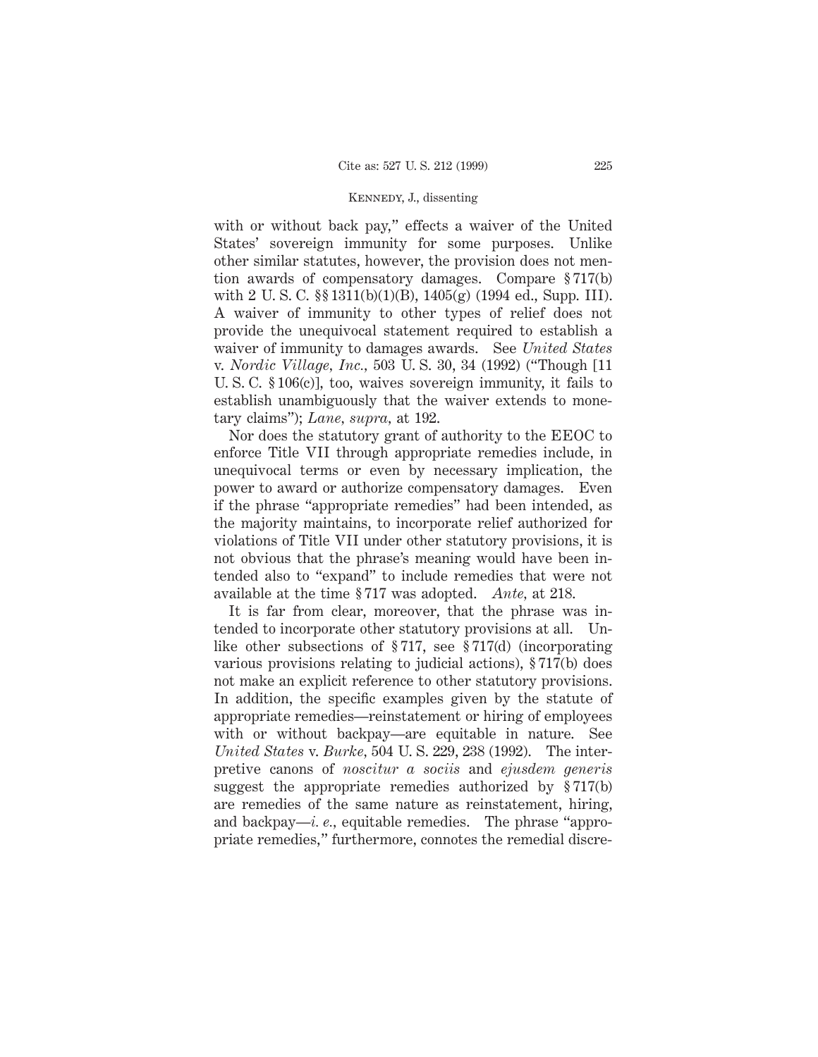with or without back pay," effects a waiver of the United States' sovereign immunity for some purposes. Unlike other similar statutes, however, the provision does not mention awards of compensatory damages. Compare § 717(b) with 2 U. S. C. §§ 1311(b)(1)(B), 1405(g) (1994 ed., Supp. III). A waiver of immunity to other types of relief does not provide the unequivocal statement required to establish a waiver of immunity to damages awards. See *United States* v. *Nordic Village, Inc.,* 503 U. S. 30, 34 (1992) ("Though [11 U. S. C. § 106(c)], too, waives sovereign immunity, it fails to establish unambiguously that the waiver extends to monetary claims"); *Lane, supra,* at 192.

Nor does the statutory grant of authority to the EEOC to enforce Title VII through appropriate remedies include, in unequivocal terms or even by necessary implication, the power to award or authorize compensatory damages. Even if the phrase "appropriate remedies" had been intended, as the majority maintains, to incorporate relief authorized for violations of Title VII under other statutory provisions, it is not obvious that the phrase's meaning would have been intended also to "expand" to include remedies that were not available at the time § 717 was adopted. *Ante,* at 218.

It is far from clear, moreover, that the phrase was intended to incorporate other statutory provisions at all. Unlike other subsections of § 717, see § 717(d) (incorporating various provisions relating to judicial actions), § 717(b) does not make an explicit reference to other statutory provisions. In addition, the specific examples given by the statute of appropriate remedies—reinstatement or hiring of employees with or without backpay—are equitable in nature. See *United States* v. *Burke,* 504 U. S. 229, 238 (1992). The interpretive canons of *noscitur a sociis* and *ejusdem generis* suggest the appropriate remedies authorized by § 717(b) are remedies of the same nature as reinstatement, hiring, and backpay—*i. e.,* equitable remedies. The phrase "appropriate remedies," furthermore, connotes the remedial discre-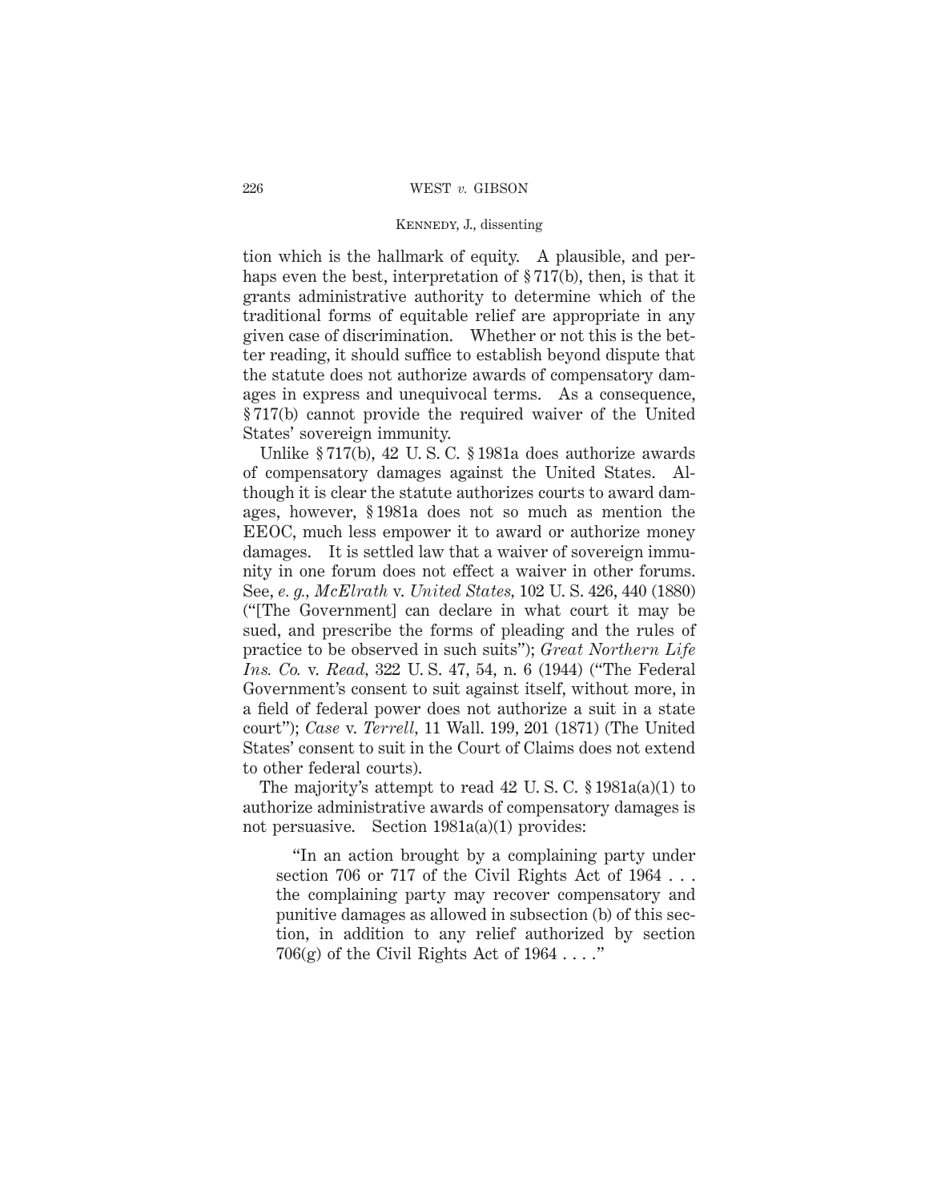tion which is the hallmark of equity. A plausible, and perhaps even the best, interpretation of § 717(b), then, is that it grants administrative authority to determine which of the traditional forms of equitable relief are appropriate in any given case of discrimination. Whether or not this is the better reading, it should suffice to establish beyond dispute that the statute does not authorize awards of compensatory damages in express and unequivocal terms. As a consequence, § 717(b) cannot provide the required waiver of the United States' sovereign immunity.

Unlike § 717(b), 42 U. S. C. § 1981a does authorize awards of compensatory damages against the United States. Although it is clear the statute authorizes courts to award damages, however, § 1981a does not so much as mention the EEOC, much less empower it to award or authorize money damages. It is settled law that a waiver of sovereign immunity in one forum does not effect a waiver in other forums. See, *e. g., McElrath* v. *United States,* 102 U. S. 426, 440 (1880) ("[The Government] can declare in what court it may be sued, and prescribe the forms of pleading and the rules of practice to be observed in such suits"); *Great Northern Life Ins. Co.* v. *Read,* 322 U. S. 47, 54, n. 6 (1944) ("The Federal Government's consent to suit against itself, without more, in a field of federal power does not authorize a suit in a state court"); *Case* v. *Terrell,* 11 Wall. 199, 201 (1871) (The United States' consent to suit in the Court of Claims does not extend to other federal courts).

The majority's attempt to read 42 U. S. C. § 1981a(a)(1) to authorize administrative awards of compensatory damages is not persuasive. Section 1981a(a)(1) provides:

> "In an action brought by a complaining party under section 706 or 717 of the Civil Rights Act of 1964 . . . the complaining party may recover compensatory and punitive damages as allowed in subsection (b) of this section, in addition to any relief authorized by section 706(g) of the Civil Rights Act of 1964 . . . ."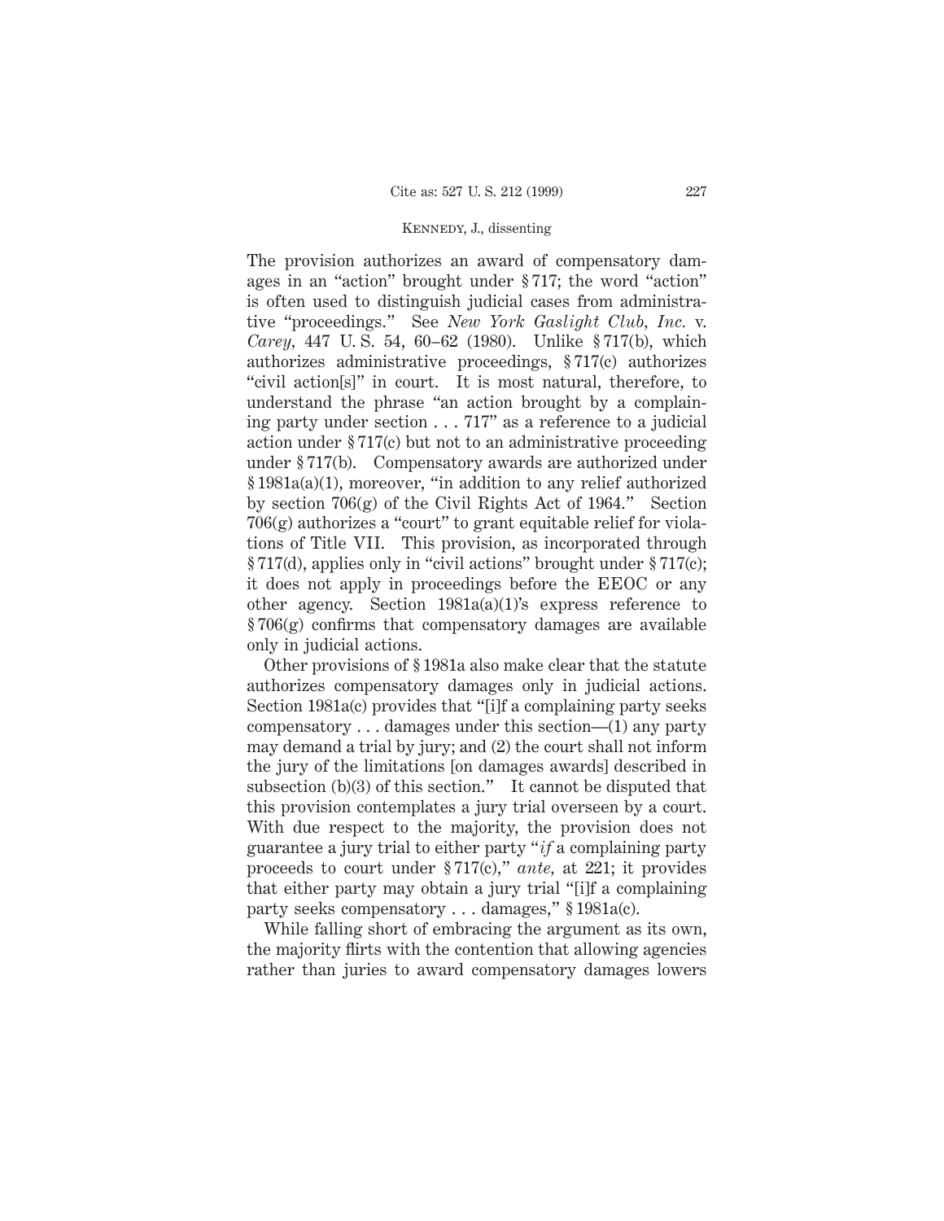The provision authorizes an award of compensatory damages in an "action" brought under § 717; the word "action" is often used to distinguish judicial cases from administrative "proceedings." See *New York Gaslight Club, Inc.* v. *Carey,* 447 U. S. 54, 60–62 (1980). Unlike § 717(b), which authorizes administrative proceedings, § 717(c) authorizes "civil action[s]" in court. It is most natural, therefore, to understand the phrase "an action brought by a complaining party under section . . . 717" as a reference to a judicial action under § 717(c) but not to an administrative proceeding under § 717(b). Compensatory awards are authorized under § 1981a(a)(1), moreover, "in addition to any relief authorized by section 706(g) of the Civil Rights Act of 1964." Section 706(g) authorizes a "court" to grant equitable relief for violations of Title VII. This provision, as incorporated through § 717(d), applies only in "civil actions" brought under § 717(c); it does not apply in proceedings before the EEOC or any other agency. Section 1981a(a)(1)'s express reference to § 706(g) confirms that compensatory damages are available only in judicial actions.

Other provisions of § 1981a also make clear that the statute authorizes compensatory damages only in judicial actions. Section 1981a(c) provides that "[i]f a complaining party seeks compensatory . . . damages under this section—(1) any party may demand a trial by jury; and (2) the court shall not inform the jury of the limitations [on damages awards] described in subsection (b)(3) of this section." It cannot be disputed that this provision contemplates a jury trial overseen by a court. With due respect to the majority, the provision does not guarantee a jury trial to either party "*if* a complaining party proceeds to court under § 717(c)," *ante,* at 221; it provides that either party may obtain a jury trial "[i]f a complaining party seeks compensatory . . . damages," § 1981a(c).

While falling short of embracing the argument as its own, the majority flirts with the contention that allowing agencies rather than juries to award compensatory damages lowers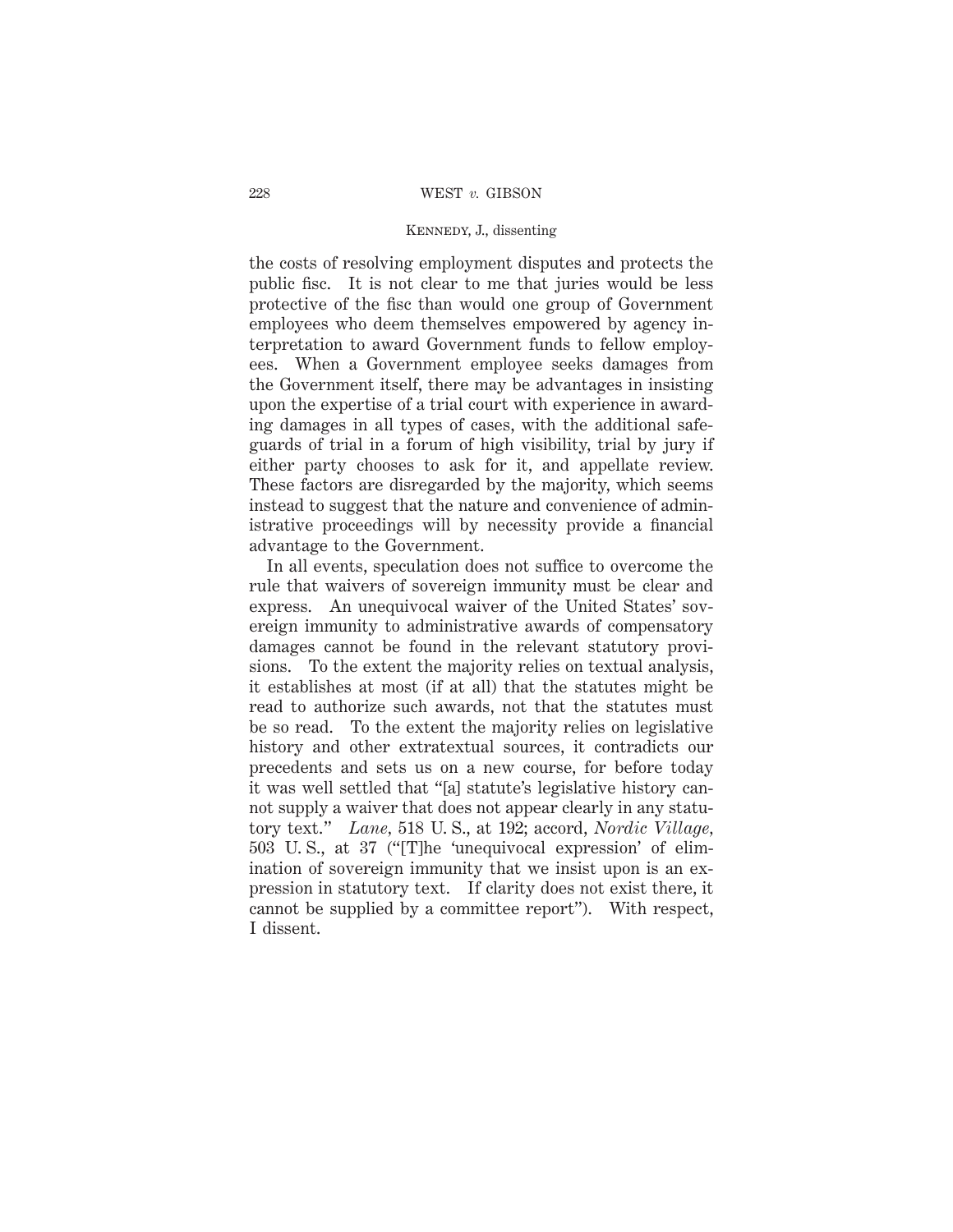the costs of resolving employment disputes and protects the public fisc. It is not clear to me that juries would be less protective of the fisc than would one group of Government employees who deem themselves empowered by agency interpretation to award Government funds to fellow employees. When a Government employee seeks damages from the Government itself, there may be advantages in insisting upon the expertise of a trial court with experience in awarding damages in all types of cases, with the additional safeguards of trial in a forum of high visibility, trial by jury if either party chooses to ask for it, and appellate review. These factors are disregarded by the majority, which seems instead to suggest that the nature and convenience of administrative proceedings will by necessity provide a financial advantage to the Government.

In all events, speculation does not suffice to overcome the rule that waivers of sovereign immunity must be clear and express. An unequivocal waiver of the United States' sovereign immunity to administrative awards of compensatory damages cannot be found in the relevant statutory provisions. To the extent the majority relies on textual analysis, it establishes at most (if at all) that the statutes might be read to authorize such awards, not that the statutes must be so read. To the extent the majority relies on legislative history and other extratextual sources, it contradicts our precedents and sets us on a new course, for before today it was well settled that "[a] statute's legislative history cannot supply a waiver that does not appear clearly in any statutory text." *Lane*, 518 U. S., at 192; accord, *Nordic Village*, 503 U. S., at 37 ("[T]he 'unequivocal expression' of elimination of sovereign immunity that we insist upon is an expression in statutory text. If clarity does not exist there, it cannot be supplied by a committee report"). With respect, I dissent.